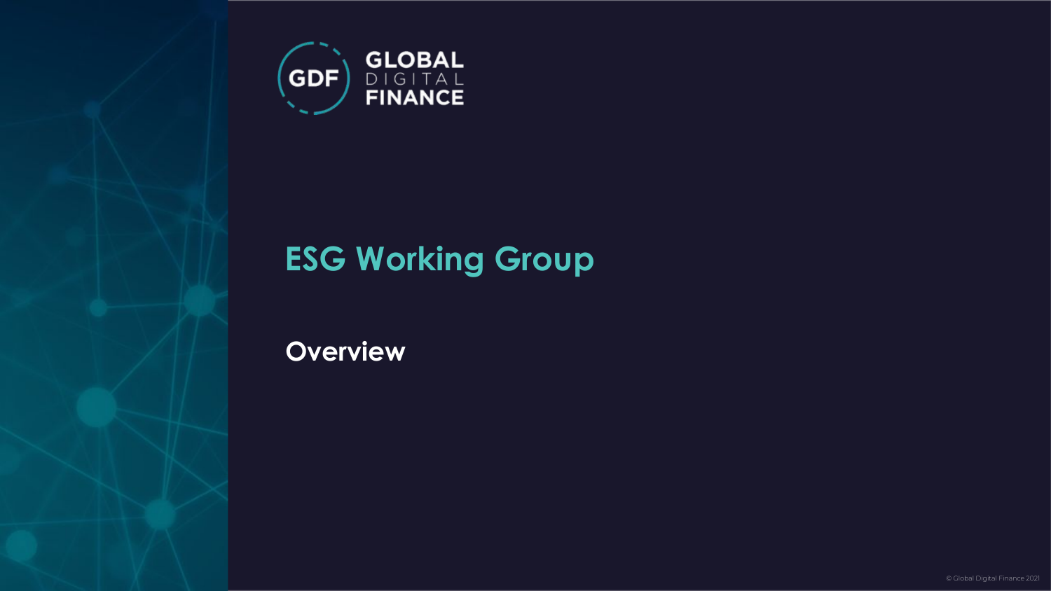GLOBAL DIGITAL FINANCE

# ESG Working Group

## Overview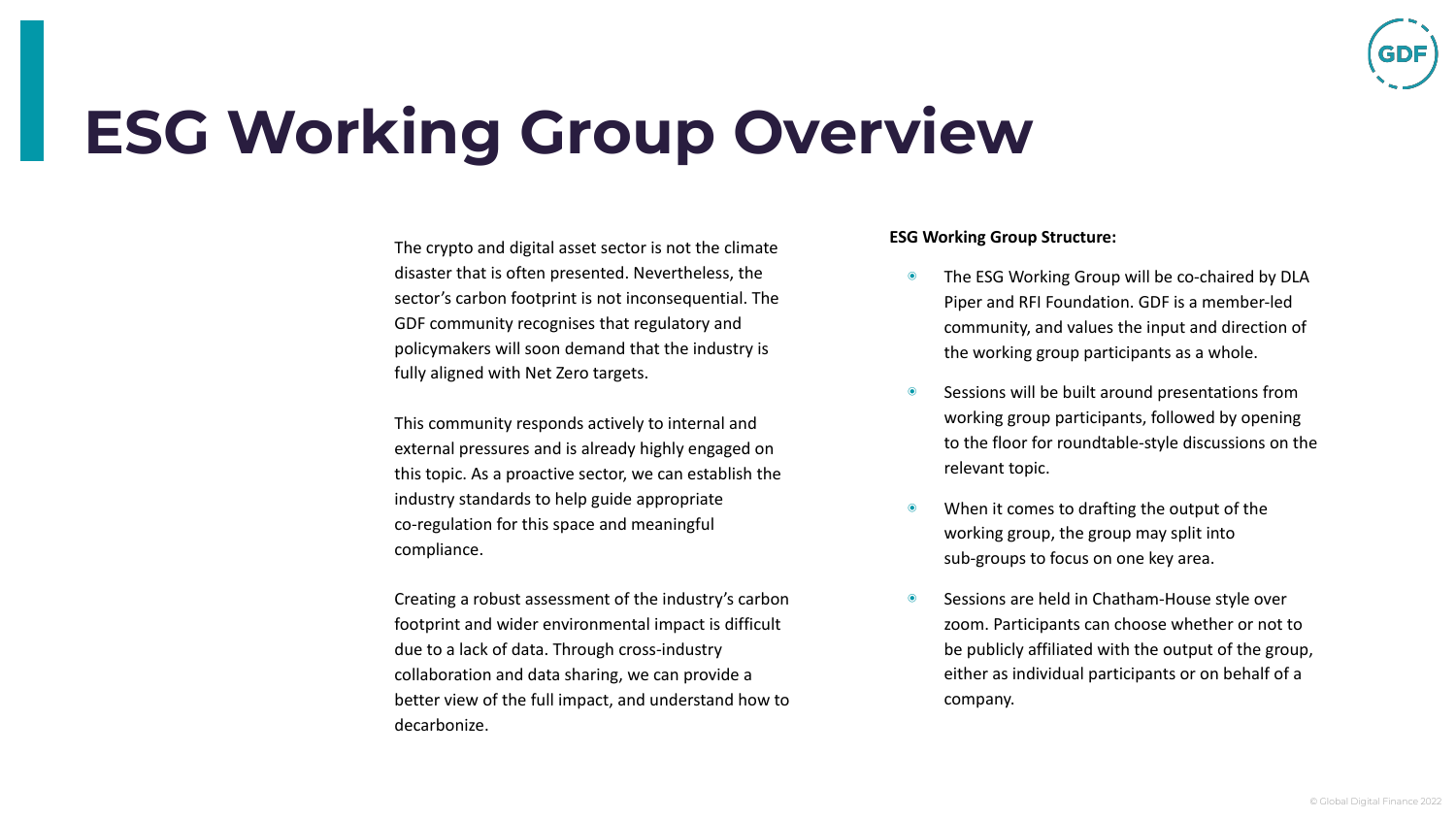# ESG Working Group Overview

The crypto and digital asset sector is not the climate disaster that is often presented. Nevertheless, the sector's carbon footprint is not inconsequential. The GDF community recognises that regulatory and policymakers will soon demand that the industry is fully aligned with Net Zero targets.

This community responds actively to internal and external pressures and is already highly engaged on this topic. As a proactive sector, we can establish the industry standards to help guide appropriate co-regulation for this space and meaningful compliance.

Creating a robust assessment of the industry's carbon footprint and wider environmental impact is difficult due to a lack of data. Through cross-industry collaboration and data sharing, we can provide a better view of the full impact, and understand how to decarbonize.

**ESG Working Group Structure:**

- The ESG Working Group will be co-chaired by DLA Piper and RFI Foundation. GDF is a member-led community, and values the input and direction of the working group participants as a whole.
- Sessions will be built around presentations from working group participants, followed by opening to the floor for roundtable-style discussions on the relevant topic.
- When it comes to drafting the output of the working group, the group may split into sub-groups to focus on one key area.
- Sessions are held in Chatham-House style over zoom. Participants can choose whether or not to be publicly affiliated with the output of the group, either as individual participants or on behalf of a company.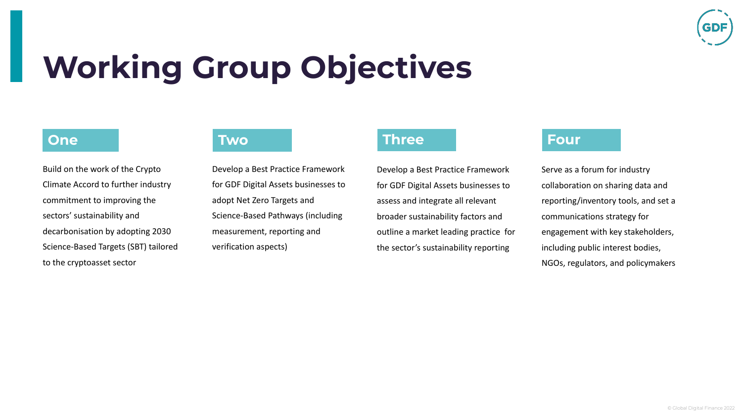# Working Group Objectives

## One

Build on the work of the Crypto Climate Accord to further industry commitment to improving the sectors' sustainability and decarbonisation by adopting 2030 Science-Based Targets (SBT) tailored to the cryptoasset sector

## Two

Develop a Best Practice Framework for GDF Digital Assets businesses to adopt Net Zero Targets and Science-Based Pathways (including measurement, reporting and verification aspects)

## Three

Develop a Best Practice Framework for GDF Digital Assets businesses to assess and integrate all relevant broader sustainability factors and outline a market leading practice for the sector's sustainability reporting

## Four

Serve as a forum for industry collaboration on sharing data and reporting/inventory tools, and set a communications strategy for engagement with key stakeholders, including public interest bodies, NGOs, regulators, and policymakers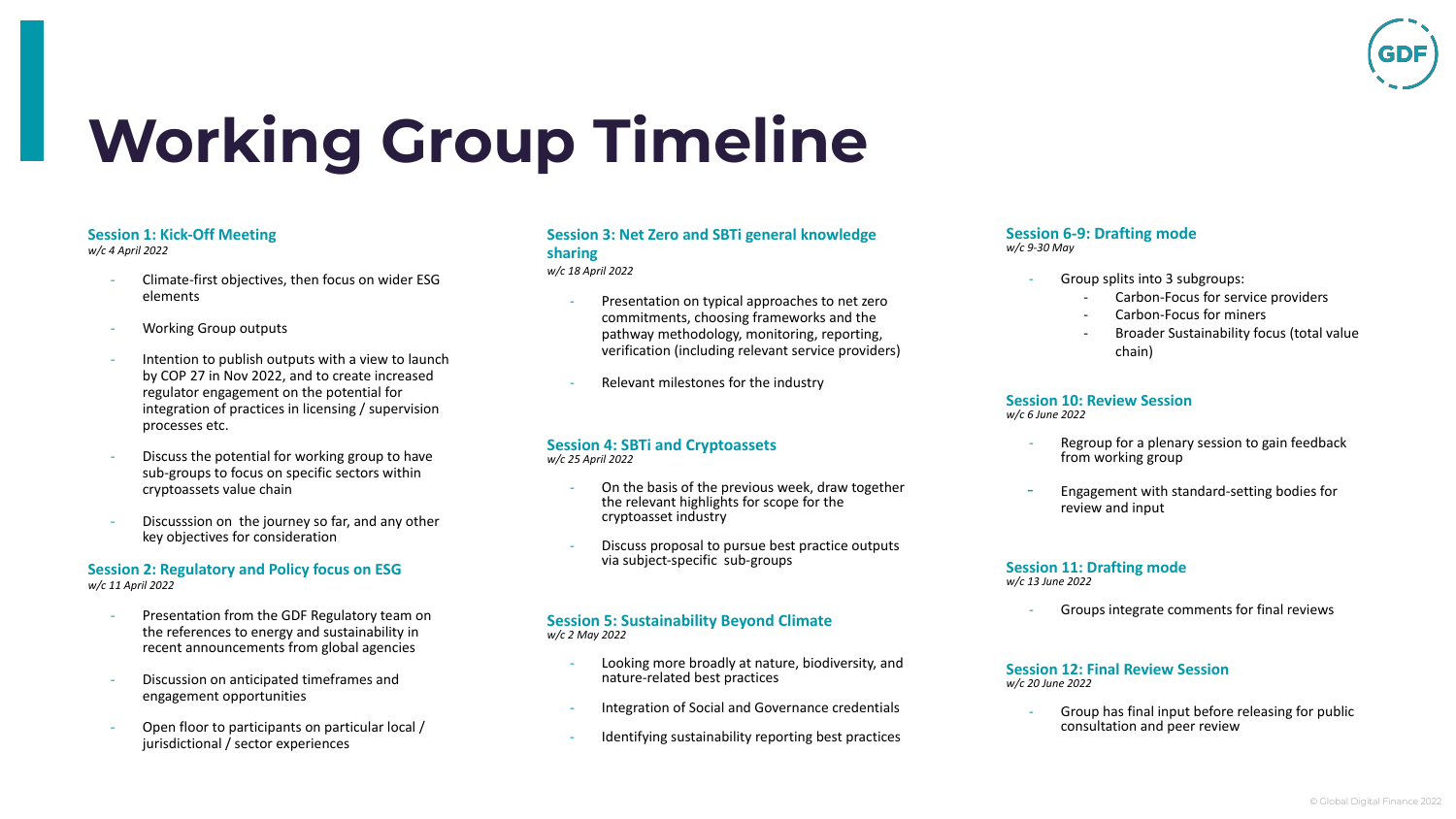# Working Group Timeline

**Session 1: Kick-Off Meeting**
*w/c 4 April 2022*

- Climate-first objectives, then focus on wider ESG elements
- Working Group outputs
- Intention to publish outputs with a view to launch by COP 27 in Nov 2022, and to create increased regulator engagement on the potential for integration of practices in licensing / supervision processes etc.
- Discuss the potential for working group to have sub-groups to focus on specific sectors within cryptoassets value chain
- Discusssion on the journey so far, and any other key objectives for consideration

**Session 2: Regulatory and Policy focus on ESG**
*w/c 11 April 2022*

- Presentation from the GDF Regulatory team on the references to energy and sustainability in recent announcements from global agencies
- Discussion on anticipated timeframes and engagement opportunities
- Open floor to participants on particular local / jurisdictional / sector experiences

**Session 3: Net Zero and SBTi general knowledge sharing**
*w/c 18 April 2022*

- Presentation on typical approaches to net zero commitments, choosing frameworks and the pathway methodology, monitoring, reporting, verification (including relevant service providers)
- Relevant milestones for the industry

**Session 4: SBTi and Cryptoassets**
*w/c 25 April 2022*

- On the basis of the previous week, draw together the relevant highlights for scope for the cryptoasset industry
- Discuss proposal to pursue best practice outputs via subject-specific sub-groups

**Session 5: Sustainability Beyond Climate**
*w/c 2 May 2022*

- Looking more broadly at nature, biodiversity, and nature-related best practices
- Integration of Social and Governance credentials
- Identifying sustainability reporting best practices

**Session 6-9: Drafting mode**
*w/c 9-30 May*

- Group splits into 3 subgroups:
  - Carbon-Focus for service providers
  - Carbon-Focus for miners
  - Broader Sustainability focus (total value chain)

**Session 10: Review Session**
*w/c 6 June 2022*

- Regroup for a plenary session to gain feedback from working group
- Engagement with standard-setting bodies for review and input

**Session 11: Drafting mode**
*w/c 13 June 2022*

- Groups integrate comments for final reviews

**Session 12: Final Review Session**
*w/c 20 June 2022*

- Group has final input before releasing for public consultation and peer review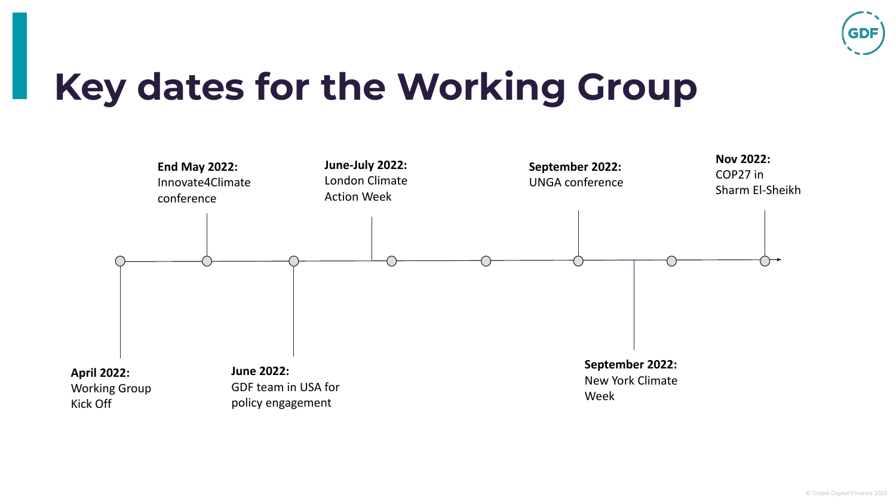# Key dates for the Working Group

**April 2022:**
Working Group Kick Off

**End May 2022:**
Innovate4Climate conference

**June 2022:**
GDF team in USA for policy engagement

**June-July 2022:**
London Climate Action Week

**September 2022:**
UNGA conference

**September 2022:**
New York Climate Week

**Nov 2022:**
COP27 in Sharm El-Sheikh